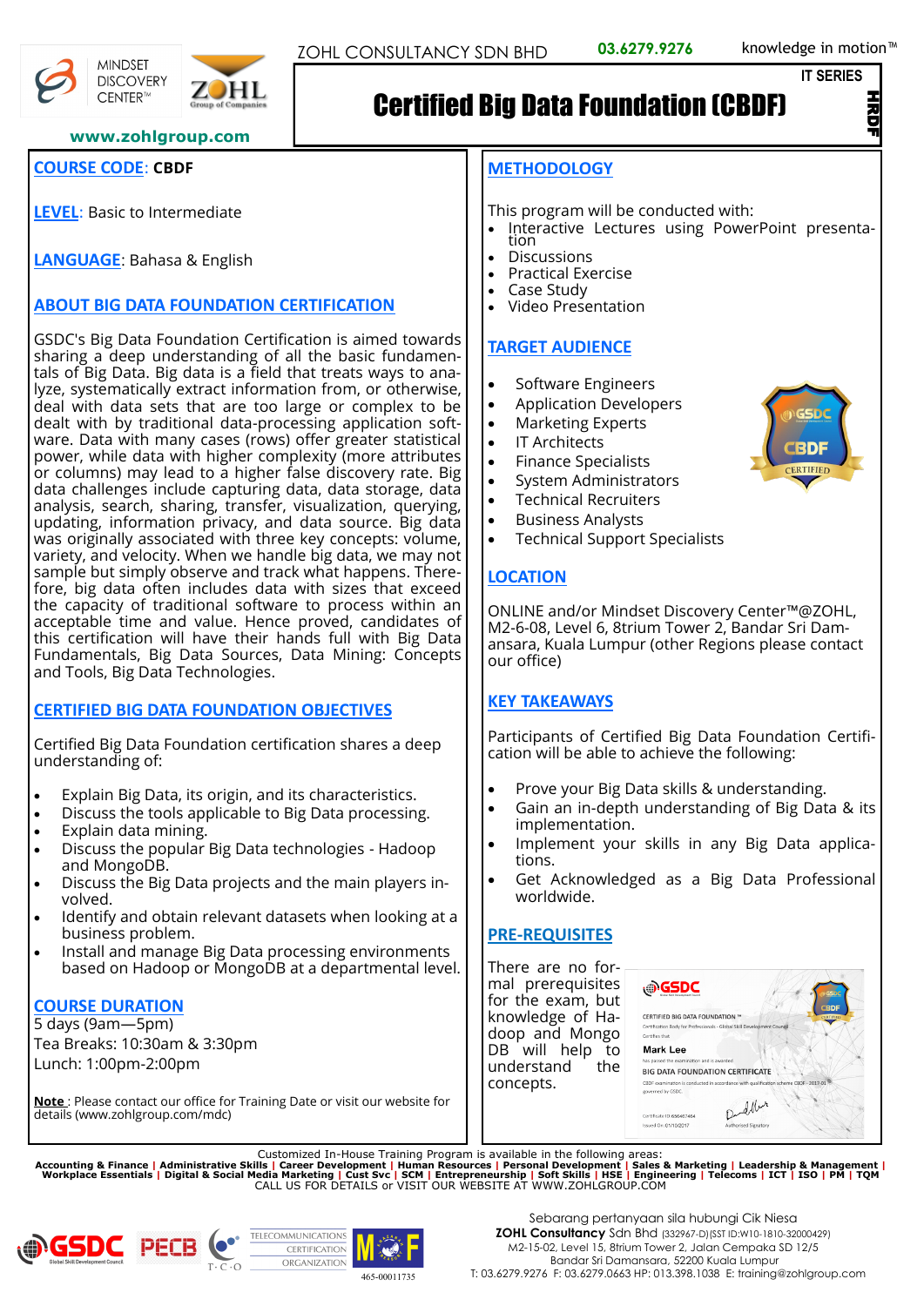MINDSET DISCOVERY CENTER™

ZOHL Group of Companies

www.zohlgroup.com

ZOHL CONSULTANCY SDN BHD 03.6279.9276 knowledge in motion™

IT SERIES

# Certified Big Data Foundation (CBDF)

HRDF

**COURSE CODE**: CBDF

**LEVEL**: Basic to Intermediate

**LANGUAGE**: Bahasa & English

## ABOUT BIG DATA FOUNDATION CERTIFICATION

GSDC's Big Data Foundation Certification is aimed towards sharing a deep understanding of all the basic fundamentals of Big Data. Big data is a field that treats ways to analyze, systematically extract information from, or otherwise, deal with data sets that are too large or complex to be dealt with by traditional data-processing application software. Data with many cases (rows) offer greater statistical power, while data with higher complexity (more attributes or columns) may lead to a higher false discovery rate. Big data challenges include capturing data, data storage, data analysis, search, sharing, transfer, visualization, querying, updating, information privacy, and data source. Big data was originally associated with three key concepts: volume, variety, and velocity. When we handle big data, we may not sample but simply observe and track what happens. Therefore, big data often includes data with sizes that exceed the capacity of traditional software to process within an acceptable time and value. Hence proved, candidates of this certification will have their hands full with Big Data Fundamentals, Big Data Sources, Data Mining: Concepts and Tools, Big Data Technologies.

## CERTIFIED BIG DATA FOUNDATION OBJECTIVES

Certified Big Data Foundation certification shares a deep understanding of:

- Explain Big Data, its origin, and its characteristics.
- Discuss the tools applicable to Big Data processing.
- Explain data mining.
- Discuss the popular Big Data technologies - Hadoop and MongoDB.
- Discuss the Big Data projects and the main players involved.
- Identify and obtain relevant datasets when looking at a business problem.
- Install and manage Big Data processing environments based on Hadoop or MongoDB at a departmental level.

## COURSE DURATION

5 days (9am—5pm)
Tea Breaks: 10:30am & 3:30pm
Lunch: 1:00pm-2:00pm

**Note** : Please contact our office for Training Date or visit our website for details (www.zohlgroup.com/mdc)

## METHODOLOGY

This program will be conducted with:

- Interactive Lectures using PowerPoint presentation
- Discussions
- Practical Exercise
- Case Study
- Video Presentation

## TARGET AUDIENCE

- Software Engineers
- Application Developers
- Marketing Experts
- IT Architects
- Finance Specialists
- System Administrators
- Technical Recruiters
- Business Analysts
- Technical Support Specialists

## LOCATION

ONLINE and/or Mindset Discovery Center™@ZOHL, M2-6-08, Level 6, 8trium Tower 2, Bandar Sri Damansara, Kuala Lumpur (other Regions please contact our office)

## KEY TAKEAWAYS

Participants of Certified Big Data Foundation Certification will be able to achieve the following:

- Prove your Big Data skills & understanding.
- Gain an in-depth understanding of Big Data & its implementation.
- Implement your skills in any Big Data applications.
- Get Acknowledged as a Big Data Professional worldwide.

## PRE-REQUISITES

There are no formal prerequisites for the exam, but knowledge of Hadoop and Mongo DB will help to understand the concepts.

Customized In-House Training Program is available in the following areas:
**Accounting & Finance | Administrative Skills | Career Development | Human Resources | Personal Development | Sales & Marketing | Leadership & Management | Workplace Essentials | Digital & Social Media Marketing | Cust Svc | SCM | Entrepreneurship | Soft Skills | HSE | Engineering | Telecoms | ICT | ISO | PM | TQM**
CALL US FOR DETAILS or VISIT OUR WEBSITE AT WWW.ZOHLGROUP.COM

Sebarang pertanyaan sila hubungi Cik Niesa
**ZOHL Consultancy** Sdn Bhd (332967-D)(SST ID:W10-1810-32000429)
M2-15-02, Level 15, 8trium Tower 2, Jalan Cempaka SD 12/5
Bandar Sri Damansara, 52200 Kuala Lumpur
T: 03.6279.9276 F: 03.6279.0663 HP: 013.398.1038 E: training@zohlgroup.com

465-00011735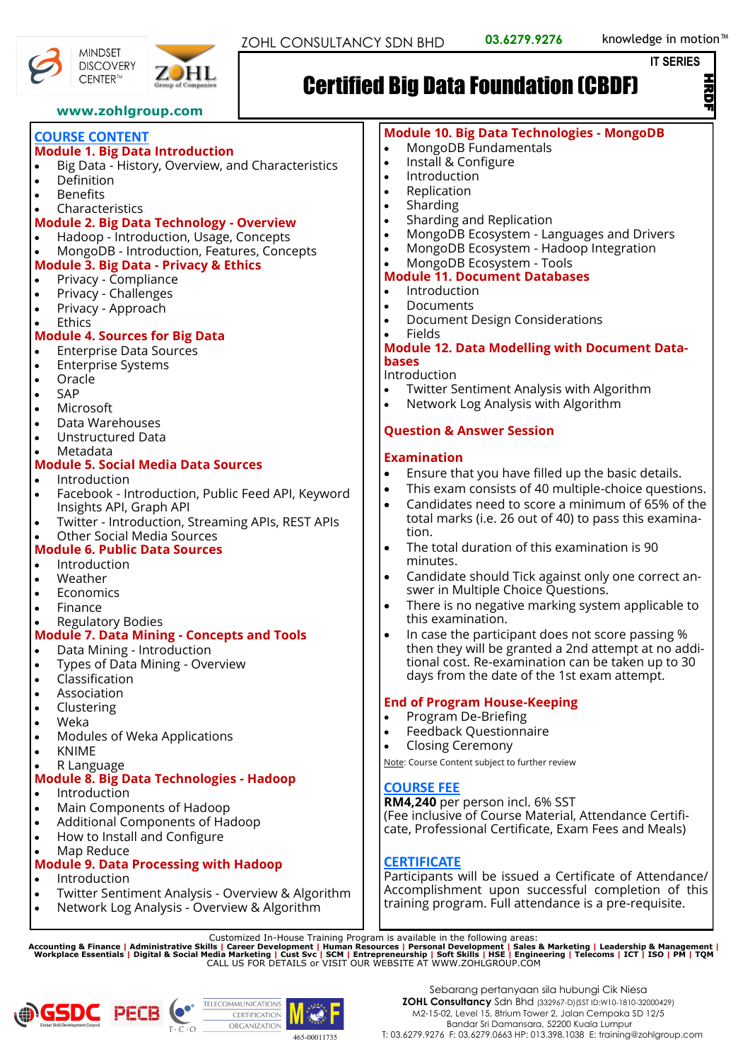ZOHL CONSULTANCY SDN BHD **03.6279.9276** knowledge in motion™

MINDSET DISCOVERY CENTER™

**www.zohlgroup.com**

IT SERIES

# Certified Big Data Foundation (CBDF)

HRDF

## COURSE CONTENT

### Module 1. Big Data Introduction
- Big Data - History, Overview, and Characteristics
- Definition
- Benefits
- Characteristics

### Module 2. Big Data Technology - Overview
- Hadoop - Introduction, Usage, Concepts
- MongoDB - Introduction, Features, Concepts

### Module 3. Big Data - Privacy & Ethics
- Privacy - Compliance
- Privacy - Challenges
- Privacy - Approach
- Ethics

### Module 4. Sources for Big Data
- Enterprise Data Sources
- Enterprise Systems
- Oracle
- SAP
- Microsoft
- Data Warehouses
- Unstructured Data
- Metadata

### Module 5. Social Media Data Sources
- Introduction
- Facebook - Introduction, Public Feed API, Keyword Insights API, Graph API
- Twitter - Introduction, Streaming APIs, REST APIs
- Other Social Media Sources

### Module 6. Public Data Sources
- Introduction
- Weather
- Economics
- Finance
- Regulatory Bodies

### Module 7. Data Mining - Concepts and Tools
- Data Mining - Introduction
- Types of Data Mining - Overview
- Classification
- Association
- Clustering
- Weka
- Modules of Weka Applications
- KNIME
- R Language

### Module 8. Big Data Technologies - Hadoop
- Introduction
- Main Components of Hadoop
- Additional Components of Hadoop
- How to Install and Configure
- Map Reduce

### Module 9. Data Processing with Hadoop
- Introduction
- Twitter Sentiment Analysis - Overview & Algorithm
- Network Log Analysis - Overview & Algorithm

### Module 10. Big Data Technologies - MongoDB
- MongoDB Fundamentals
- Install & Configure
- Introduction
- Replication
- Sharding
- Sharding and Replication
- MongoDB Ecosystem - Languages and Drivers
- MongoDB Ecosystem - Hadoop Integration
- MongoDB Ecosystem - Tools

### Module 11. Document Databases
- Introduction
- Documents
- Document Design Considerations
- Fields

### Module 12. Data Modelling with Document Databases
Introduction
- Twitter Sentiment Analysis with Algorithm
- Network Log Analysis with Algorithm

### Question & Answer Session

### Examination
- Ensure that you have filled up the basic details.
- This exam consists of 40 multiple-choice questions.
- Candidates need to score a minimum of 65% of the total marks (i.e. 26 out of 40) to pass this examination.
- The total duration of this examination is 90 minutes.
- Candidate should Tick against only one correct answer in Multiple Choice Questions.
- There is no negative marking system applicable to this examination.
- In case the participant does not score passing % then they will be granted a 2nd attempt at no additional cost. Re-examination can be taken up to 30 days from the date of the 1st exam attempt.

### End of Program House-Keeping
- Program De-Briefing
- Feedback Questionnaire
- Closing Ceremony

Note: Course Content subject to further review

## COURSE FEE
**RM4,240** per person incl. 6% SST
(Fee inclusive of Course Material, Attendance Certificate, Professional Certificate, Exam Fees and Meals)

## CERTIFICATE
Participants will be issued a Certificate of Attendance/ Accomplishment upon successful completion of this training program. Full attendance is a pre-requisite.

Customized In-House Training Program is available in the following areas:
**Accounting & Finance | Administrative Skills | Career Development | Human Resources | Personal Development | Sales & Marketing | Leadership & Management | Workplace Essentials | Digital & Social Media Marketing | Cust Svc | SCM | Entrepreneurship | Soft Skills | HSE | Engineering | Telecoms | ICT | ISO | PM | TQM**
CALL US FOR DETAILS or VISIT OUR WEBSITE AT WWW.ZOHLGROUP.COM

465-00011735

Sebarang pertanyaan sila hubungi Cik Niesa
**ZOHL Consultancy** Sdn Bhd (332967-D)(SST ID:W10-1810-32000429)
M2-15-02, Level 15, 8trium Tower 2, Jalan Cempaka SD 12/5
Bandar Sri Damansara, 52200 Kuala Lumpur
T: 03.6279.9276 F: 03.6279.0663 HP: 013.398.1038 E: training@zohlgroup.com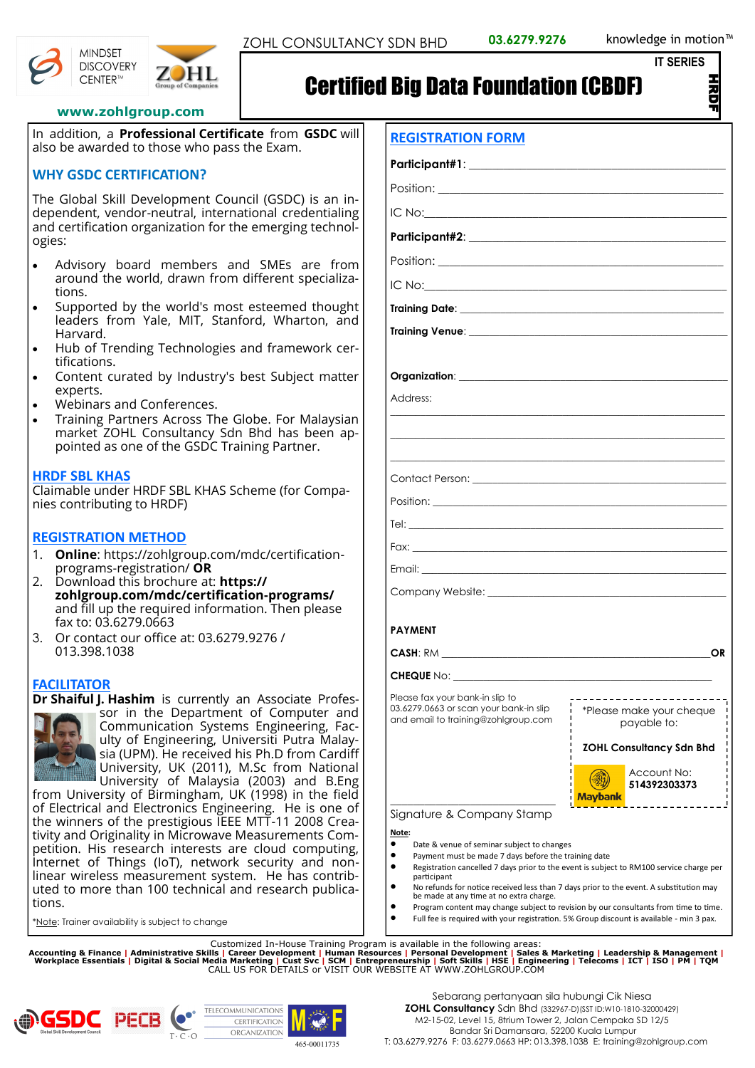MINDSET DISCOVERY CENTER™

ZOHL Group of Companies

www.zohlgroup.com

ZOHL CONSULTANCY SDN BHD 03.6279.9276 knowledge in motion™

IT SERIES

# Certified Big Data Foundation (CBDF)

HRDF

In addition, a **Professional Certificate** from **GSDC** will also be awarded to those who pass the Exam.

## WHY GSDC CERTIFICATION?

The Global Skill Development Council (GSDC) is an independent, vendor-neutral, international credentialing and certification organization for the emerging technologies:

- Advisory board members and SMEs are from around the world, drawn from different specializations.
- Supported by the world's most esteemed thought leaders from Yale, MIT, Stanford, Wharton, and Harvard.
- Hub of Trending Technologies and framework certifications.
- Content curated by Industry's best Subject matter experts.
- Webinars and Conferences.
- Training Partners Across The Globe. For Malaysian market ZOHL Consultancy Sdn Bhd has been appointed as one of the GSDC Training Partner.

## HRDF SBL KHAS

Claimable under HRDF SBL KHAS Scheme (for Companies contributing to HRDF)

## REGISTRATION METHOD

1. **Online**: https://zohlgroup.com/mdc/certification-programs-registration/ **OR**
2. Download this brochure at: **https://zohlgroup.com/mdc/certification-programs/** and fill up the required information. Then please fax to: 03.6279.0663
3. Or contact our office at: 03.6279.9276 / 013.398.1038

## FACILITATOR

**Dr Shaiful J. Hashim** is currently an Associate Professor in the Department of Computer and Communication Systems Engineering, Faculty of Engineering, Universiti Putra Malaysia (UPM). He received his Ph.D from Cardiff University, UK (2011), M.Sc from National University of Malaysia (2003) and B.Eng from University of Birmingham, UK (1998) in the field of Electrical and Electronics Engineering. He is one of the winners of the prestigious IEEE MTT-11 2008 Creativity and Originality in Microwave Measurements Competition. His research interests are cloud computing, Internet of Things (IoT), network security and non-linear wireless measurement system. He has contributed to more than 100 technical and research publications.

*Note: Trainer availability is subject to change

## REGISTRATION FORM

**Participant#1**: ______________________

Position: ______________________

IC No: ______________________

**Participant#2**: ______________________

Position: ______________________

IC No: ______________________

**Training Date**: ______________________

**Training Venue**: ______________________

**Organization**: ______________________

Address: ______________________

______________________

______________________

Contact Person: ______________________

Position: ______________________

Tel: ______________________

Fax: ______________________

Email: ______________________

Company Website: ______________________

**PAYMENT**

**CASH**: RM ______________________ **OR**

**CHEQUE** No: ______________________

Please fax your bank-in slip to 03.6279.0663 or scan your bank-in slip and email to training@zohlgroup.com

*Please make your cheque payable to:

**ZOHL Consultancy Sdn Bhd**

Maybank Account No: **514392303373**

______________________

Signature & Company Stamp

Note:

- Date & venue of seminar subject to changes
- Payment must be made 7 days before the training date
- Registration cancelled 7 days prior to the event is subject to RM100 service charge per participant
- No refunds for notice received less than 7 days prior to the event. A substitution may be made at any time at no extra charge.
- Program content may change subject to revision by our consultants from time to time.
- Full fee is required with your registration. 5% Group discount is available - min 3 pax.

Customized In-House Training Program is available in the following areas:
**Accounting & Finance | Administrative Skills | Career Development | Human Resources | Personal Development | Sales & Marketing | Leadership & Management | Workplace Essentials | Digital & Social Media Marketing | Cust Svc | SCM | Entrepreneurship | Soft Skills | HSE | Engineering | Telecoms | ICT | ISO | PM | TQM**
CALL US FOR DETAILS or VISIT OUR WEBSITE AT WWW.ZOHLGROUP.COM

GSDC Global Skill Development Council | PECB | T·C·O TELECOMMUNICATIONS CERTIFICATION ORGANIZATION | MOF 465-00011735

Sebarang pertanyaan sila hubungi Cik Niesa
**ZOHL Consultancy** Sdn Bhd (332967-D)(SST ID:W10-1810-32000429)
M2-15-02, Level 15, 8trium Tower 2, Jalan Cempaka SD 12/5
Bandar Sri Damansara, 52200 Kuala Lumpur
T: 03.6279.9276 F: 03.6279.0663 HP: 013.398.1038 E: training@zohlgroup.com